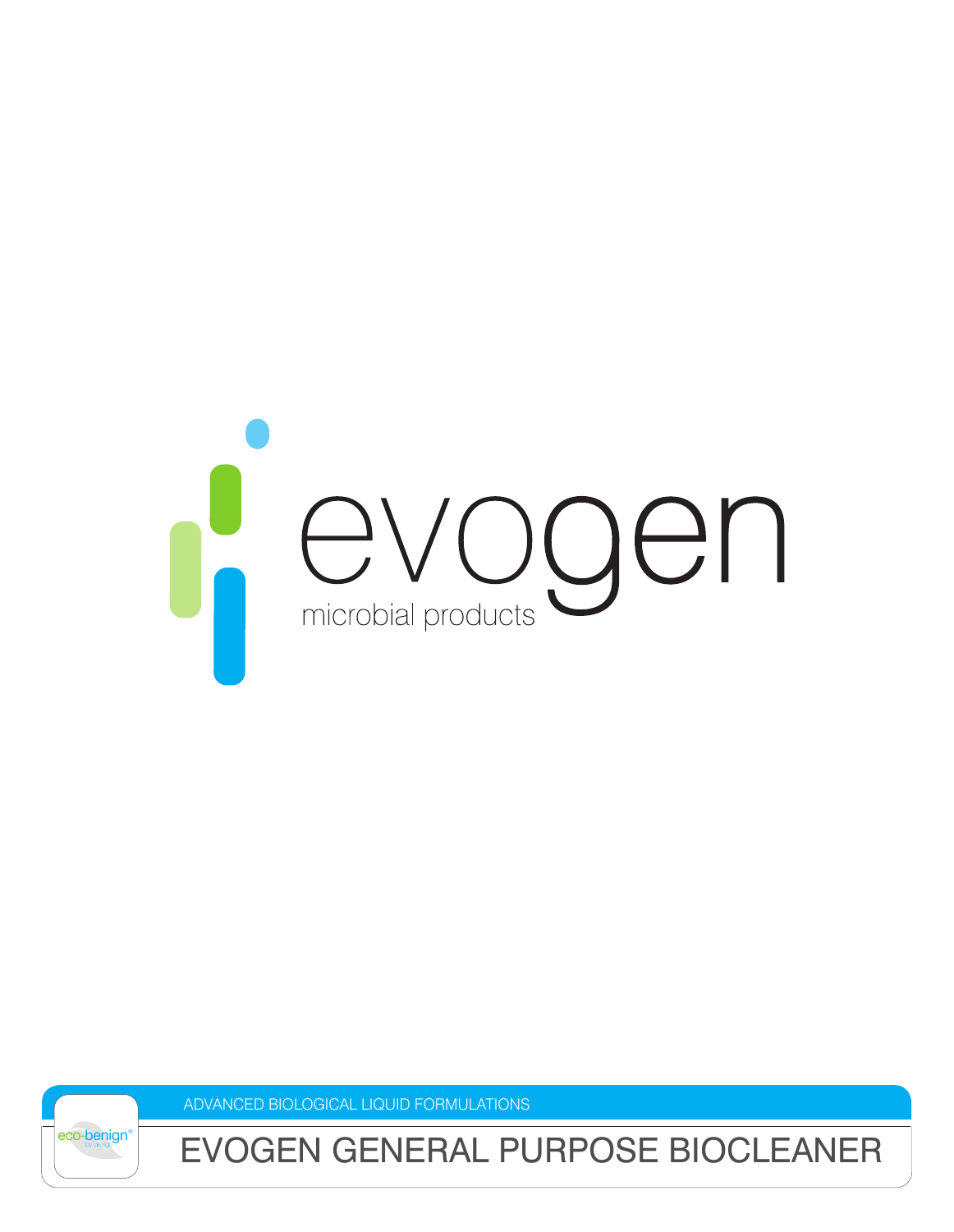evogen

microbial products

ADVANCED BIOLOGICAL LIQUID FORMULATIONS

eco-benign®
by design

# EVOGEN GENERAL PURPOSE BIOCLEANER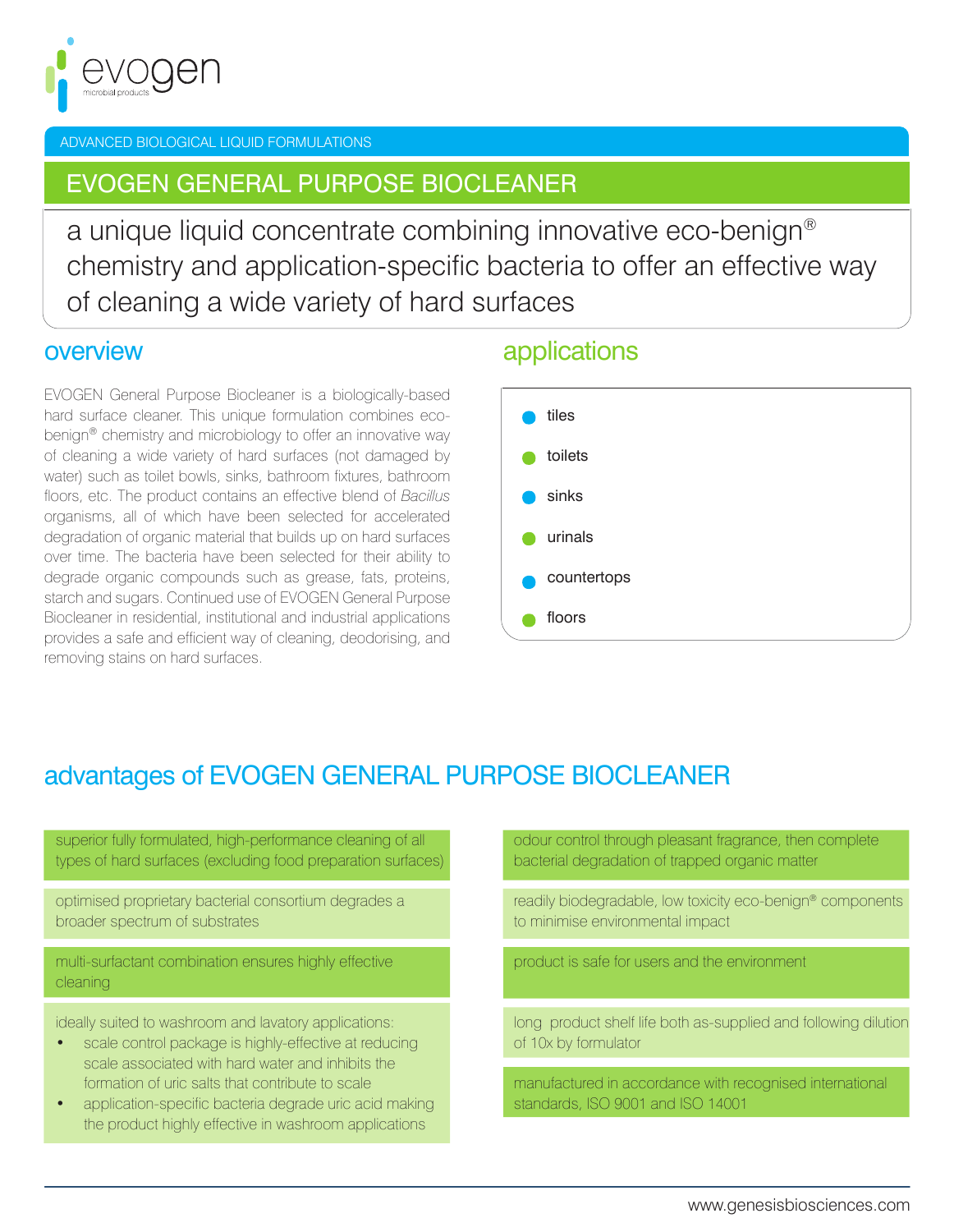evogen
microbial products

ADVANCED BIOLOGICAL LIQUID FORMULATIONS

# EVOGEN GENERAL PURPOSE BIOCLEANER

a unique liquid concentrate combining innovative eco-benign® chemistry and application-specific bacteria to offer an effective way of cleaning a wide variety of hard surfaces

## overview

EVOGEN General Purpose Biocleaner is a biologically-based hard surface cleaner. This unique formulation combines eco-benign® chemistry and microbiology to offer an innovative way of cleaning a wide variety of hard surfaces (not damaged by water) such as toilet bowls, sinks, bathroom fixtures, bathroom floors, etc. The product contains an effective blend of *Bacillus* organisms, all of which have been selected for accelerated degradation of organic material that builds up on hard surfaces over time. The bacteria have been selected for their ability to degrade organic compounds such as grease, fats, proteins, starch and sugars. Continued use of EVOGEN General Purpose Biocleaner in residential, institutional and industrial applications provides a safe and efficient way of cleaning, deodorising, and removing stains on hard surfaces.

## applications

- tiles
- toilets
- sinks
- urinals
- countertops
- floors

## advantages of EVOGEN GENERAL PURPOSE BIOCLEANER

- superior fully formulated, high-performance cleaning of all types of hard surfaces (excluding food preparation surfaces)
- optimised proprietary bacterial consortium degrades a broader spectrum of substrates
- multi-surfactant combination ensures highly effective cleaning
- ideally suited to washroom and lavatory applications:
  - scale control package is highly-effective at reducing scale associated with hard water and inhibits the formation of uric salts that contribute to scale
  - application-specific bacteria degrade uric acid making the product highly effective in washroom applications
- odour control through pleasant fragrance, then complete bacterial degradation of trapped organic matter
- readily biodegradable, low toxicity eco-benign® components to minimise environmental impact
- product is safe for users and the environment
- long product shelf life both as-supplied and following dilution of 10x by formulator
- manufactured in accordance with recognised international standards, ISO 9001 and ISO 14001

www.genesisbiosciences.com